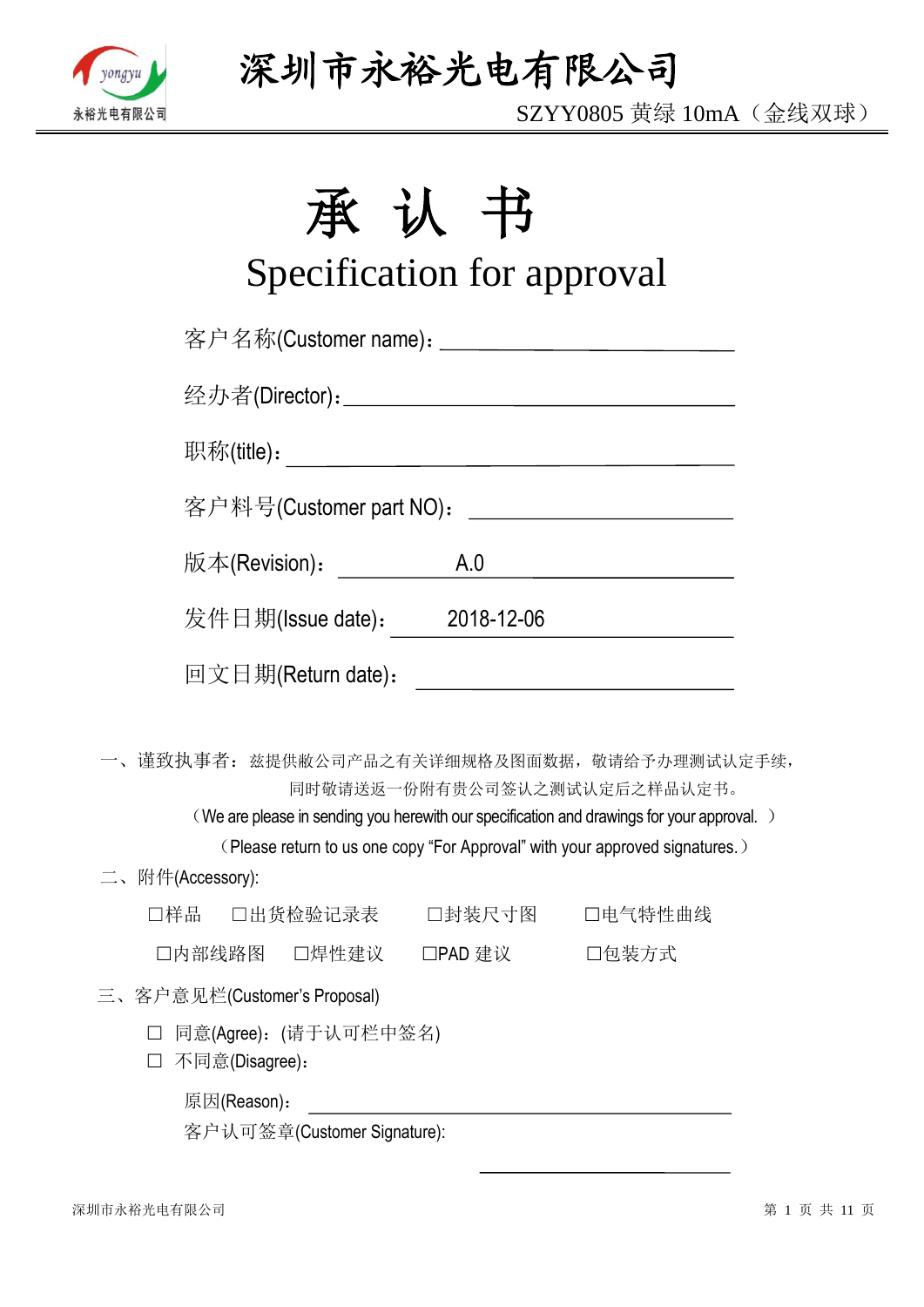# 深圳市永裕光电有限公司

SZYY0805 黄绿 10mA（金线双球）

# 承 认 书

## Specification for approval

客户名称(Customer name)：

经办者(Director)：

职称(title)：

客户料号(Customer part NO)：

版本(Revision)：A.0

发件日期(Issue date)：2018-12-06

回文日期(Return date)：

一、谨致执事者：兹提供敝公司产品之有关详细规格及图面数据，敬请给予办理测试认定手续，同时敬请送返一份附有贵公司签认之测试认定后之样品认定书。

（We are please in sending you herewith our specification and drawings for your approval. ）

（Please return to us one copy "For Approval" with your approved signatures.）

二、附件(Accessory):

☐样品 ☐出货检验记录表 ☐封装尺寸图 ☐电气特性曲线

☐内部线路图 ☐焊性建议 ☐PAD 建议 ☐包装方式

三、客户意见栏(Customer's Proposal)

☐ 同意(Agree)：(请于认可栏中签名)

☐ 不同意(Disagree)：

原因(Reason)：

客户认可签章(Customer Signature):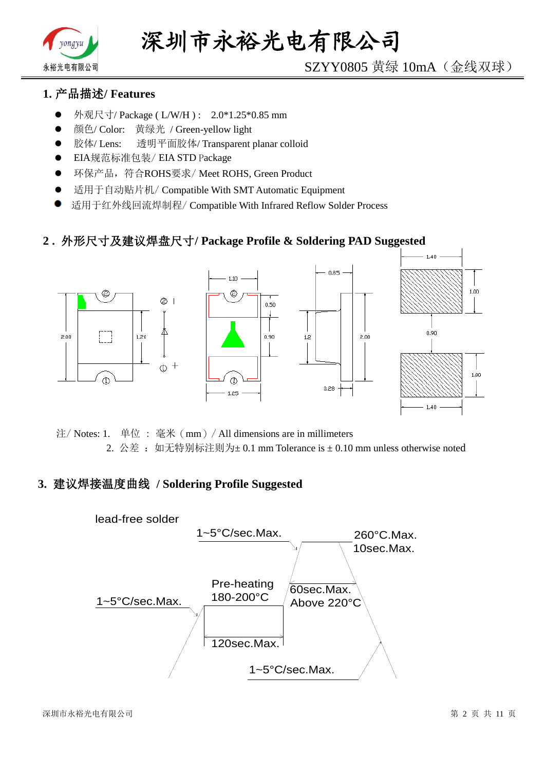## 1. 产品描述/ Features

- 外观尺寸/ Package ( L/W/H ) :   2.0*1.25*0.85 mm
- 颜色/ Color:   黄绿光  / Green-yellow light
- 胶体/ Lens:    透明平面胶体/ Transparent planar colloid
- EIA规范标准包装/ EIA STD Package
- 环保产品，符合ROHS要求/ Meet ROHS, Green Product
- 适用于自动贴片机/ Compatible With SMT Automatic Equipment
- 适用于红外线回流焊制程/ Compatible With Infrared Reflow Solder Process

## 2. 外形尺寸及建议焊盘尺寸/ Package Profile & Soldering PAD Suggested

注/ Notes: 1.  单位 ： 毫米（mm）/ All dimensions are in millimeters

2. 公差 ： 如无特别标注则为± 0.1 mm Tolerance is ± 0.10 mm unless otherwise noted

## 3. 建议焊接温度曲线  / Soldering Profile Suggested

lead-free solder

- 1~5°C/sec.Max.
- Pre-heating 180-200°C, 120sec.Max.
- 1~5°C/sec.Max.
- 260°C.Max. 10sec.Max.
- 60sec.Max. Above 220°C
- 1~5°C/sec.Max.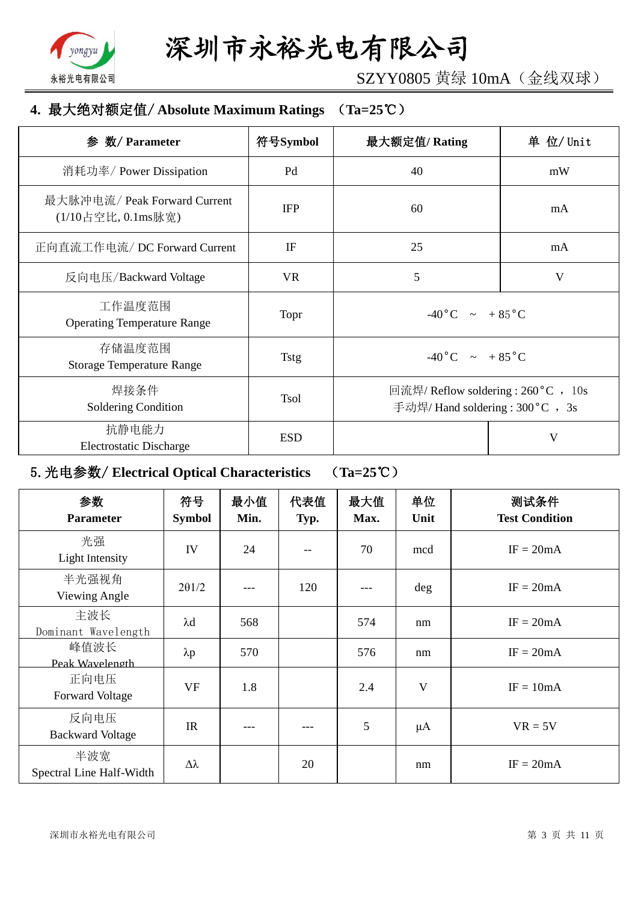## 4. 最大绝对额定值/ Absolute Maximum Ratings （Ta=25℃）

| 参 数/ Parameter | 符号Symbol | 最大额定值/ Rating | 单 位/ Unit |
|---|---|---|---|
| 消耗功率/ Power Dissipation | Pd | 40 | mW |
| 最大脉冲电流/ Peak Forward Current (1/10占空比, 0.1ms脉宽) | IFP | 60 | mA |
| 正向直流工作电流/ DC Forward Current | IF | 25 | mA |
| 反向电压/Backward Voltage | VR | 5 | V |
| 工作温度范围 Operating Temperature Range | Topr | -40°C ～ +85°C | |
| 存储温度范围 Storage Temperature Range | Tstg | -40°C ～ +85°C | |
| 焊接条件 Soldering Condition | Tsol | 回流焊/ Reflow soldering : 260°C ， 10s<br>手动焊/ Hand soldering : 300°C ， 3s | |
| 抗静电能力 Electrostatic Discharge | ESD | | V |

## 5. 光电参数/ Electrical Optical Characteristics （Ta=25℃）

| 参数 Parameter | 符号 Symbol | 最小值 Min. | 代表值 Typ. | 最大值 Max. | 单位 Unit | 测试条件 Test Condition |
|---|---|---|---|---|---|---|
| 光强 Light Intensity | IV | 24 | -- | 70 | mcd | IF = 20mA |
| 半光强视角 Viewing Angle | 2θ1/2 | --- | 120 | --- | deg | IF = 20mA |
| 主波长 Dominant Wavelength | λd | 568 | | 574 | nm | IF = 20mA |
| 峰值波长 Peak Wavelength | λp | 570 | | 576 | nm | IF = 20mA |
| 正向电压 Forward Voltage | VF | 1.8 | | 2.4 | V | IF = 10mA |
| 反向电压 Backward Voltage | IR | --- | --- | 5 | μA | VR = 5V |
| 半波宽 Spectral Line Half-Width | Δλ | | 20 | | nm | IF = 20mA |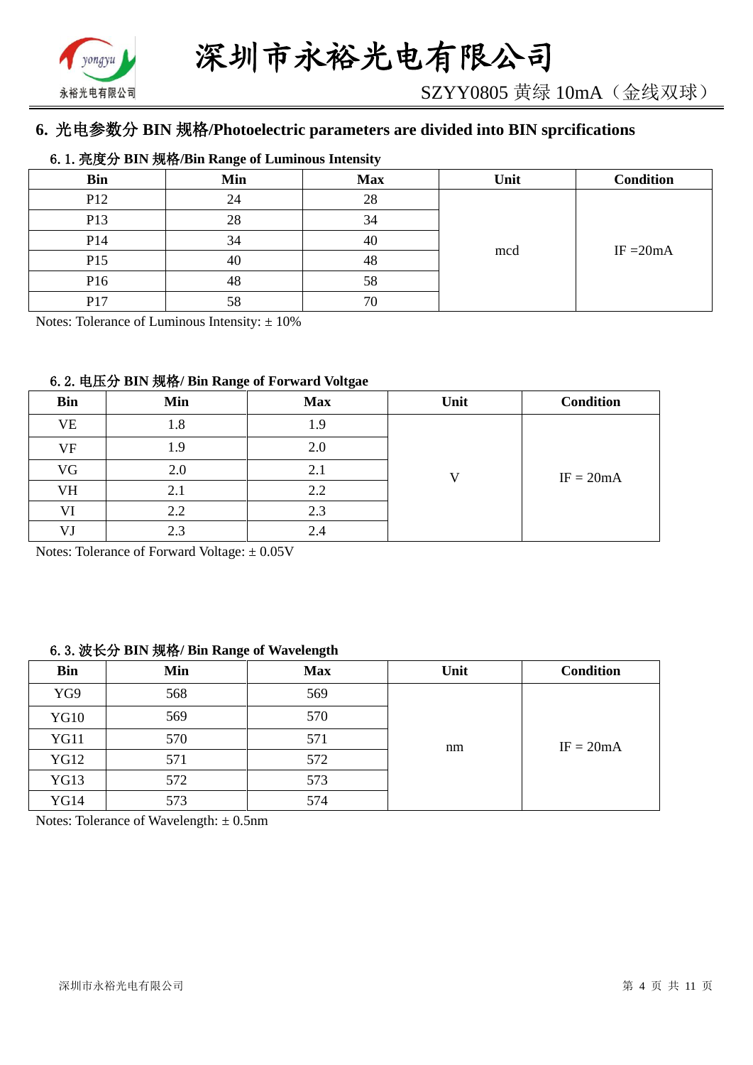## 6. 光电参数分 BIN 规格/Photoelectric parameters are divided into BIN sprcifications

### 6. 1. 亮度分 BIN 规格/Bin Range of Luminous Intensity

| Bin | Min | Max | Unit | Condition |
|---|---|---|---|---|
| P12 | 24 | 28 | mcd | IF =20mA |
| P13 | 28 | 34 | | |
| P14 | 34 | 40 | | |
| P15 | 40 | 48 | | |
| P16 | 48 | 58 | | |
| P17 | 58 | 70 | | |

Notes: Tolerance of Luminous Intensity: ± 10%

### 6. 2. 电压分 BIN 规格/ Bin Range of Forward Voltgae

| Bin | Min | Max | Unit | Condition |
|---|---|---|---|---|
| VE | 1.8 | 1.9 | V | IF = 20mA |
| VF | 1.9 | 2.0 | | |
| VG | 2.0 | 2.1 | | |
| VH | 2.1 | 2.2 | | |
| VI | 2.2 | 2.3 | | |
| VJ | 2.3 | 2.4 | | |

Notes: Tolerance of Forward Voltage: ± 0.05V

### 6. 3. 波长分 BIN 规格/ Bin Range of Wavelength

| Bin | Min | Max | Unit | Condition |
|---|---|---|---|---|
| YG9 | 568 | 569 | nm | IF = 20mA |
| YG10 | 569 | 570 | | |
| YG11 | 570 | 571 | | |
| YG12 | 571 | 572 | | |
| YG13 | 572 | 573 | | |
| YG14 | 573 | 574 | | |

Notes: Tolerance of Wavelength: ± 0.5nm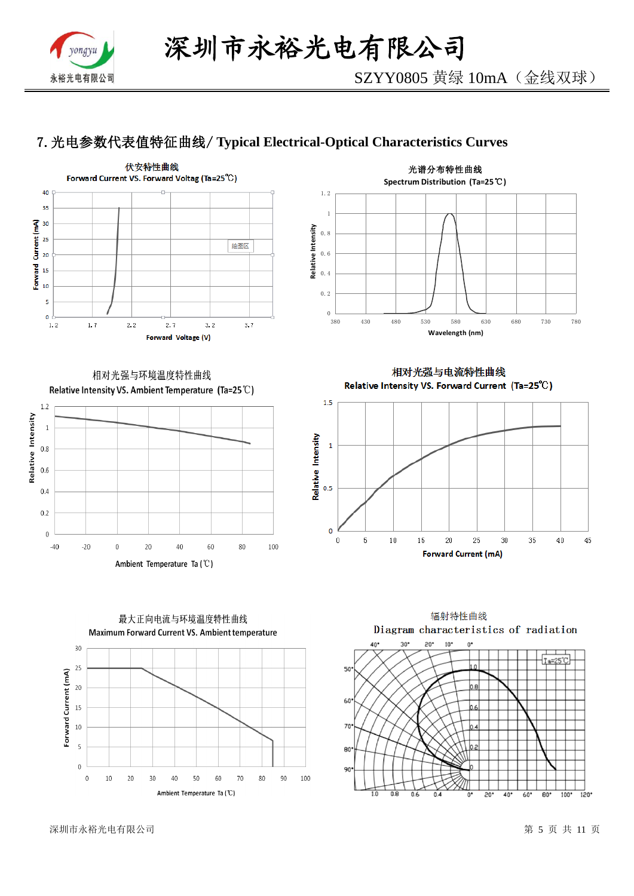## 7. 光电参数代表值特征曲线/ Typical Electrical-Optical Characteristics Curves

伏安特性曲线
Forward Current VS. Forward Voltag (Ta=25℃)

光谱分布特性曲线
Spectrum Distribution (Ta=25℃)

相对光强与环境温度特性曲线
Relative Intensity VS. Ambient Temperature (Ta=25℃)

相对光强与电流特性曲线
Relative Intensity VS. Forward Current (Ta=25℃)

最大正向电流与环境温度特性曲线
Maximum Forward Current VS. Ambient temperature

辐射特性曲线
Diagram characteristics of radiation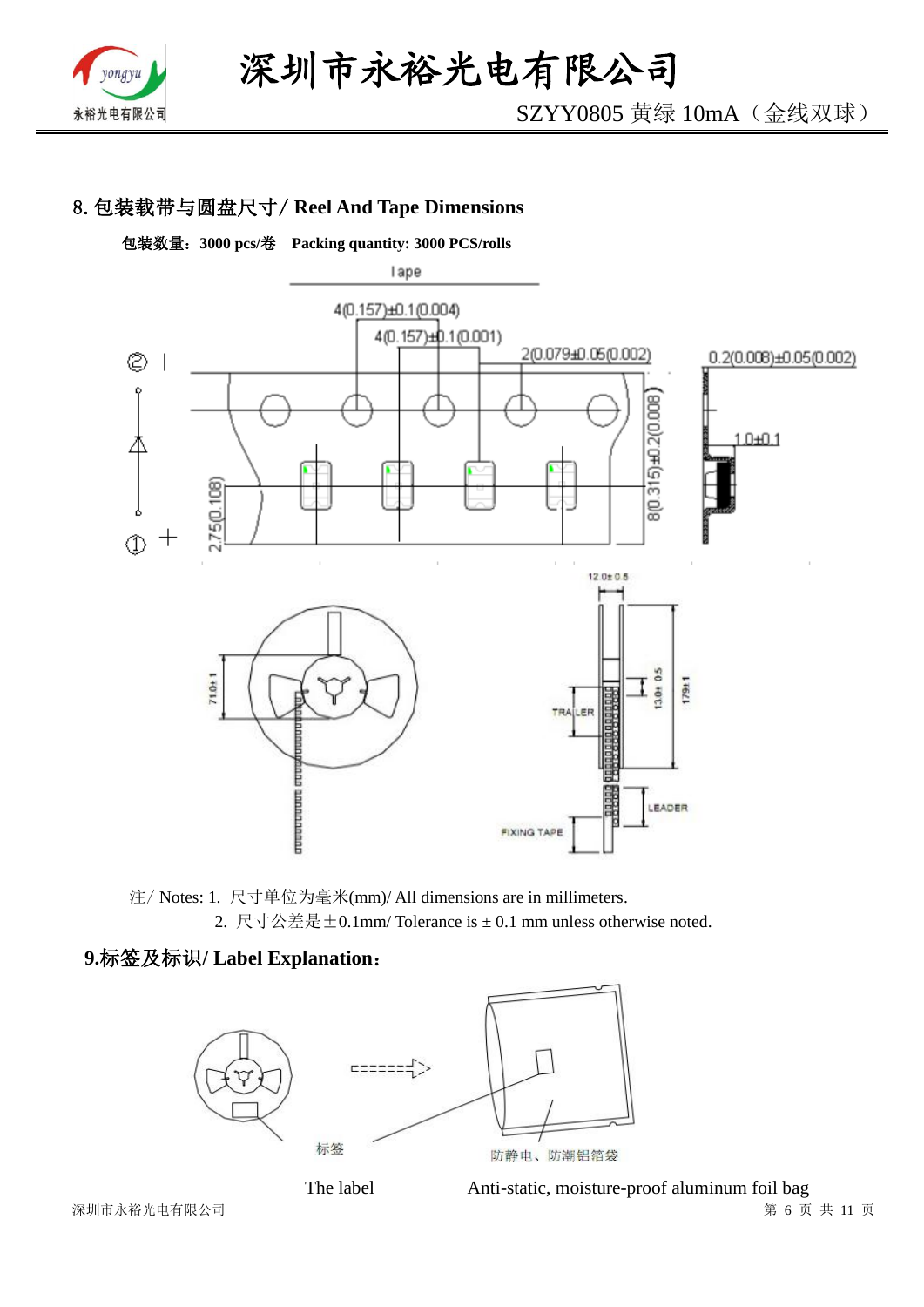## 8. 包装载带与圆盘尺寸/ Reel And Tape Dimensions

**包装数量：3000 pcs/卷　Packing quantity: 3000 PCS/rolls**

注/ Notes: 1. 尺寸单位为毫米(mm)/ All dimensions are in millimeters.

2. 尺寸公差是±0.1mm/ Tolerance is ± 0.1 mm unless otherwise noted.

## 9.标签及标识/ Label Explanation：

The label　　　Anti-static, moisture-proof aluminum foil bag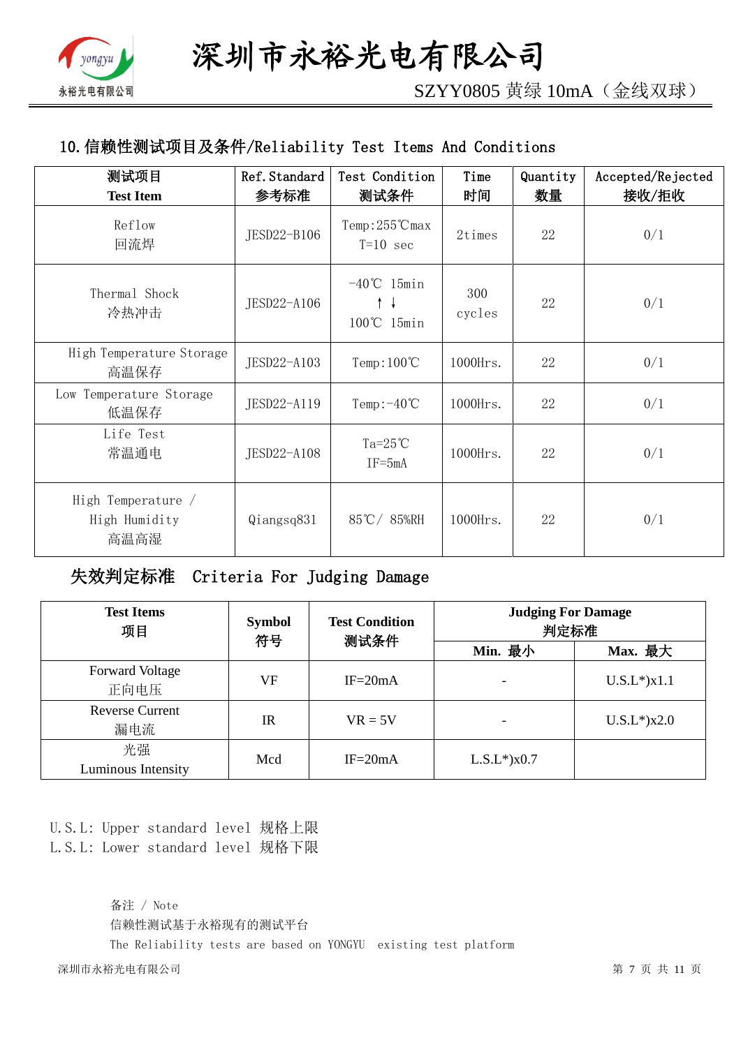## 10. 信赖性测试项目及条件/Reliability Test Items And Conditions

| 测试项目<br>Test Item | Ref. Standard<br>参考标准 | Test Condition<br>测试条件 | Time<br>时间 | Quantity<br>数量 | Accepted/Rejected<br>接收/拒收 |
|---|---|---|---|---|---|
| Reflow<br>回流焊 | JESD22-B106 | Temp:255℃max<br>T=10 sec | 2times | 22 | 0/1 |
| Thermal Shock<br>冷热冲击 | JESD22-A106 | -40℃ 15min<br>↑↓<br>100℃ 15min | 300 cycles | 22 | 0/1 |
| High Temperature Storage<br>高温保存 | JESD22-A103 | Temp:100℃ | 1000Hrs. | 22 | 0/1 |
| Low Temperature Storage<br>低温保存 | JESD22-A119 | Temp:-40℃ | 1000Hrs. | 22 | 0/1 |
| Life Test<br>常温通电 | JESD22-A108 | Ta=25℃<br>IF=5mA | 1000Hrs. | 22 | 0/1 |
| High Temperature / High Humidity<br>高温高湿 | Qiangsq831 | 85℃/ 85%RH | 1000Hrs. | 22 | 0/1 |

## 失效判定标准 Criteria For Judging Damage

| Test Items<br>项目 | Symbol<br>符号 | Test Condition<br>测试条件 | Judging For Damage<br>判定标准 | |
|---|---|---|---|---|
| | | | Min. 最小 | Max. 最大 |
| Forward Voltage<br>正向电压 | VF | IF=20mA | - | U.S.L*)x1.1 |
| Reverse Current<br>漏电流 | IR | VR = 5V | - | U.S.L*)x2.0 |
| 光强<br>Luminous Intensity | Mcd | IF=20mA | L.S.L*)x0.7 | |

U.S.L: Upper standard level 规格上限
L.S.L: Lower standard level 规格下限

备注 / Note
信赖性测试基于永裕现有的测试平台
The Reliability tests are based on YONGYU existing test platform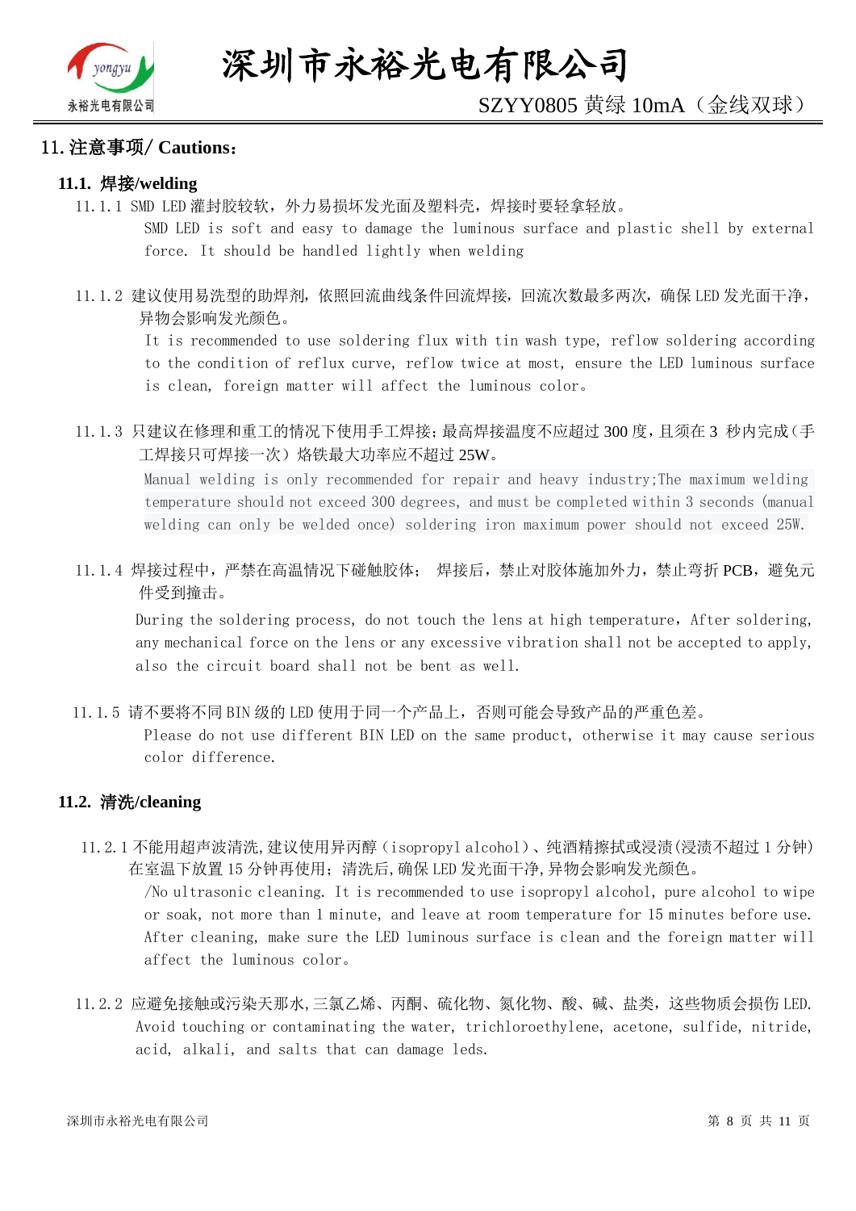## 11. 注意事项/ Cautions：

### 11.1. 焊接/welding

11.1.1 SMD LED 灌封胶较软，外力易损坏发光面及塑料壳，焊接时要轻拿轻放。

SMD LED is soft and easy to damage the luminous surface and plastic shell by external force. It should be handled lightly when welding

11.1.2 建议使用易洗型的助焊剂，依照回流曲线条件回流焊接，回流次数最多两次，确保 LED 发光面干净，异物会影响发光颜色。

It is recommended to use soldering flux with tin wash type, reflow soldering according to the condition of reflux curve, reflow twice at most, ensure the LED luminous surface is clean, foreign matter will affect the luminous color。

11.1.3 只建议在修理和重工的情况下使用手工焊接;最高焊接温度不应超过 300 度，且须在 3 秒内完成（手工焊接只可焊接一次）烙铁最大功率应不超过 25W。

Manual welding is only recommended for repair and heavy industry;The maximum welding temperature should not exceed 300 degrees, and must be completed within 3 seconds (manual welding can only be welded once) soldering iron maximum power should not exceed 25W.

11.1.4 焊接过程中，严禁在高温情况下碰触胶体； 焊接后，禁止对胶体施加外力，禁止弯折 PCB，避免元件受到撞击。

During the soldering process, do not touch the lens at high temperature, After soldering, any mechanical force on the lens or any excessive vibration shall not be accepted to apply, also the circuit board shall not be bent as well.

11.1.5 请不要将不同 BIN 级的 LED 使用于同一个产品上，否则可能会导致产品的严重色差。

Please do not use different BIN LED on the same product, otherwise it may cause serious color difference.

### 11.2. 清洗/cleaning

11.2.1 不能用超声波清洗,建议使用异丙醇（isopropyl alcohol）、纯酒精擦拭或浸渍(浸渍不超过 1 分钟)在室温下放置 15 分钟再使用；清洗后,确保 LED 发光面干净,异物会影响发光颜色。

/No ultrasonic cleaning. It is recommended to use isopropyl alcohol, pure alcohol to wipe or soak, not more than 1 minute, and leave at room temperature for 15 minutes before use. After cleaning, make sure the LED luminous surface is clean and the foreign matter will affect the luminous color。

11.2.2 应避免接触或污染天那水,三氯乙烯、丙酮、硫化物、氮化物、酸、碱、盐类，这些物质会损伤 LED.

Avoid touching or contaminating the water, trichloroethylene, acetone, sulfide, nitride, acid, alkali, and salts that can damage leds.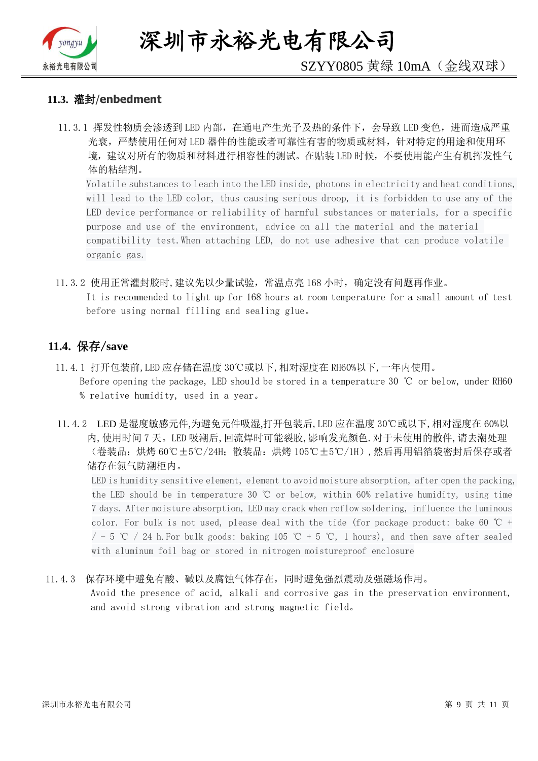### 11.3. 灌封/enbedment

11.3.1 挥发性物质会渗透到 LED 内部，在通电产生光子及热的条件下，会导致 LED 变色，进而造成严重光衰，严禁使用任何对 LED 器件的性能或者可靠性有害的物质或材料，针对特定的用途和使用环境，建议对所有的物质和材料进行相容性的测试。在贴装 LED 时候，不要使用能产生有机挥发性气体的粘结剂。

Volatile substances to leach into the LED inside, photons in electricity and heat conditions, will lead to the LED color, thus causing serious droop, it is forbidden to use any of the LED device performance or reliability of harmful substances or materials, for a specific purpose and use of the environment, advice on all the material and the material compatibility test.When attaching LED, do not use adhesive that can produce volatile organic gas.

11.3.2 使用正常灌封胶时,建议先以少量试验，常温点亮 168 小时，确定没有问题再作业。

It is recommended to light up for 168 hours at room temperature for a small amount of test before using normal filling and sealing glue。

### 11.4. 保存/save

11.4.1 打开包装前,LED 应存储在温度 30℃或以下,相对湿度在 RH60%以下,一年内使用。

Before opening the package, LED should be stored in a temperature 30 ℃ or below, under RH60 % relative humidity, used in a year。

11.4.2 LED 是湿度敏感元件,为避免元件吸湿,打开包装后,LED 应在温度 30℃或以下,相对湿度在 60%以内,使用时间 7 天。LED 吸潮后,回流焊时可能裂胶,影响发光颜色.对于未使用的散件,请去潮处理（卷装品：烘烤 60℃±5℃/24H；散装品：烘烤 105℃±5℃/1H）,然后再用铝箔袋密封后保存或者储存在氮气防潮柜内。

LED is humidity sensitive element, element to avoid moisture absorption, after open the packing, the LED should be in temperature 30 ℃ or below, within 60% relative humidity, using time 7 days. After moisture absorption, LED may crack when reflow soldering, influence the luminous color. For bulk is not used, please deal with the tide (for package product: bake 60 ℃ + / - 5 ℃ / 24 h.For bulk goods: baking 105 ℃ + 5 ℃, 1 hours), and then save after sealed with aluminum foil bag or stored in nitrogen moistureproof enclosure

11.4.3 保存环境中避免有酸、碱以及腐蚀气体存在，同时避免强烈震动及强磁场作用。

Avoid the presence of acid, alkali and corrosive gas in the preservation environment, and avoid strong vibration and strong magnetic field。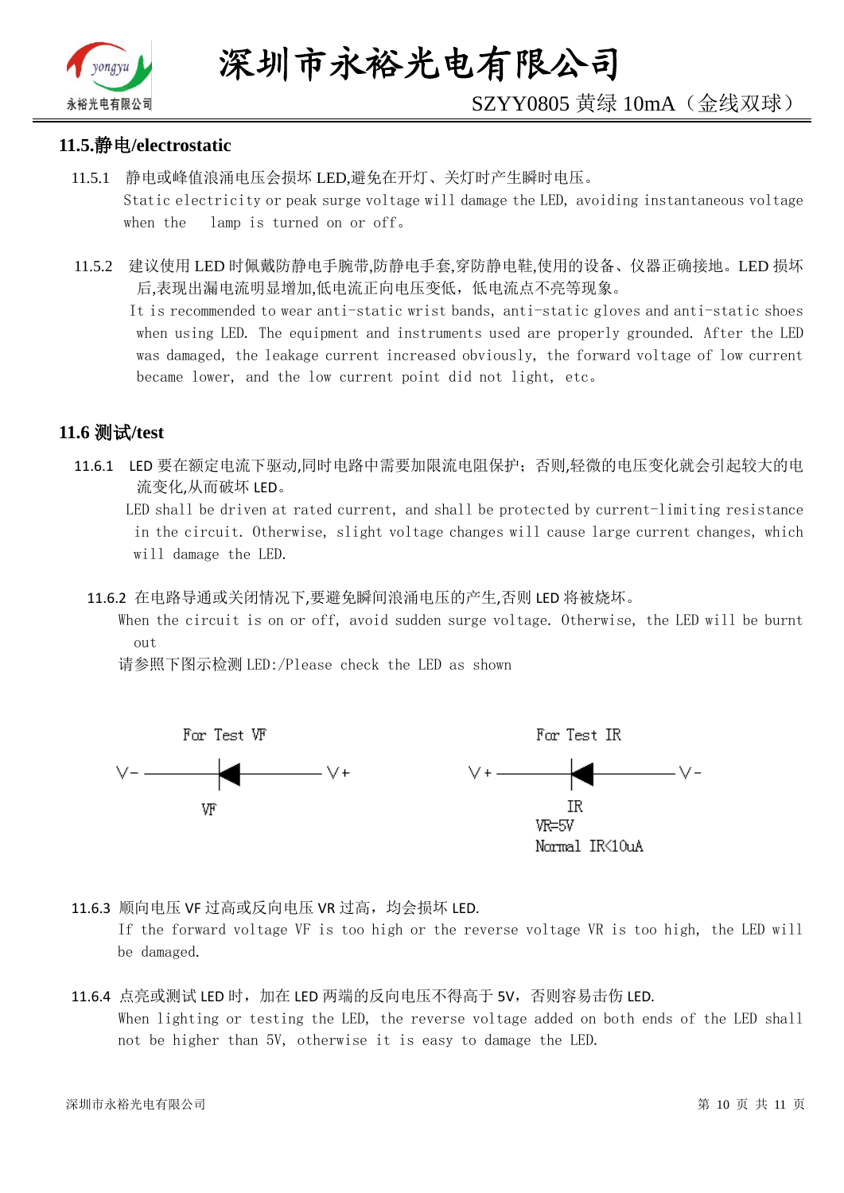## 11.5.静电/electrostatic

11.5.1 静电或峰值浪涌电压会损坏 LED,避免在开灯、关灯时产生瞬时电压。
Static electricity or peak surge voltage will damage the LED, avoiding instantaneous voltage when the lamp is turned on or off。

11.5.2 建议使用 LED 时佩戴防静电手腕带,防静电手套,穿防静电鞋,使用的设备、仪器正确接地。LED 损坏后,表现出漏电流明显增加,低电流正向电压变低，低电流点不亮等现象。
It is recommended to wear anti-static wrist bands, anti-static gloves and anti-static shoes when using LED. The equipment and instruments used are properly grounded. After the LED was damaged, the leakage current increased obviously, the forward voltage of low current became lower, and the low current point did not light, etc。

## 11.6 测试/test

11.6.1 LED 要在额定电流下驱动,同时电路中需要加限流电阻保护；否则,轻微的电压变化就会引起较大的电流变化,从而破坏 LED。
LED shall be driven at rated current, and shall be protected by current-limiting resistance in the circuit. Otherwise, slight voltage changes will cause large current changes, which will damage the LED.

11.6.2 在电路导通或关闭情况下,要避免瞬间浪涌电压的产生,否则 LED 将被烧坏。
When the circuit is on or off, avoid sudden surge voltage. Otherwise, the LED will be burnt out
请参照下图示检测 LED:/Please check the LED as shown

For Test VF: V- ——◄|—— V+ (VF)

For Test IR: V+ ——◄|—— V- (IR, VR=5V, Normal IR<10uA)

11.6.3 顺向电压 VF 过高或反向电压 VR 过高，均会损坏 LED.
If the forward voltage VF is too high or the reverse voltage VR is too high, the LED will be damaged.

11.6.4 点亮或测试 LED 时，加在 LED 两端的反向电压不得高于 5V，否则容易击伤 LED.
When lighting or testing the LED, the reverse voltage added on both ends of the LED shall not be higher than 5V, otherwise it is easy to damage the LED.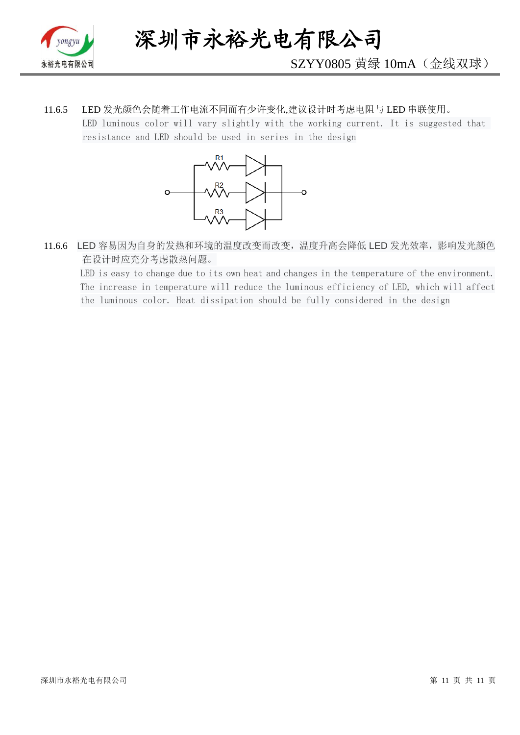11.6.5 LED 发光颜色会随着工作电流不同而有少许变化,建议设计时考虑电阻与 LED 串联使用。

LED luminous color will vary slightly with the working current. It is suggested that resistance and LED should be used in series in the design

R1

R2

R3

11.6.6 LED 容易因为自身的发热和环境的温度改变而改变，温度升高会降低 LED 发光效率，影响发光颜色在设计时应充分考虑散热问题。

LED is easy to change due to its own heat and changes in the temperature of the environment. The increase in temperature will reduce the luminous efficiency of LED, which will affect the luminous color. Heat dissipation should be fully considered in the design